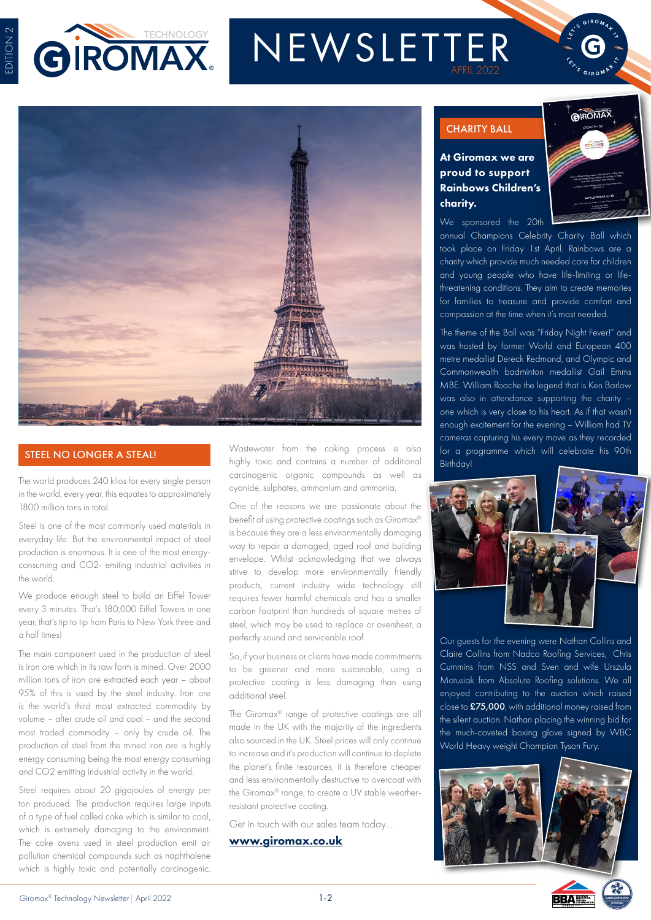# NEWSLETTER

APRIL 2022

EDITION 2

## STEEL NO LONGER A STEAL!

The world produces 240 kilos for every single person in the world, every year, this equates to approximately 1800 million tons in total.

Steel is one of the most commonly used materials in everyday life. But the environmental impact of steel production is enormous. It is one of the most energy-consuming and CO2- emiting industrial activities in the world.

We produce enough steel to build an Eiffel Tower every 3 minutes. That's 180,000 Eiffel Towers in one year, that's tip to tip from Paris to New York three and a half times!

The main component used in the production of steel is iron ore which in its raw form is mined. Over 2000 million tons of iron ore extracted each year – about 95% of this is used by the steel industry. Iron ore is the world's third most extracted commodity by volume – after crude oil and coal – and the second most traded commodity – only by crude oil. The production of steel from the mined iron ore is highly energy consuming being the most energy consuming and CO2 emitting industrial activity in the world.

Steel requires about 20 gigajoules of energy per ton produced. The production requires large inputs of a type of fuel called coke which is similar to coal, which is extremely damaging to the environment. The coke ovens used in steel production emit air pollution chemical compounds such as naphthalene which is highly toxic and potentially carcinogenic.

Wastewater from the coking process is also highly toxic and contains a number of additional carcinogenic organic compounds as well as cyanide, sulphates, ammonium and ammonia.

One of the reasons we are passionate about the benefit of using protective coatings such as Giromax® is because they are a less environmentally damaging way to repair a damaged, aged roof and building envelope. Whilst acknowledging that we always strive to develop more environmentally friendly products, current industry wide technology still requires fewer harmful chemicals and has a smaller carbon footprint than hundreds of square metres of steel, which may be used to replace or oversheet, a perfectly sound and serviceable roof.

So, if your business or clients have made commitments to be greener and more sustainable, using a protective coating is less damaging than using additional steel.

The Giromax® range of protective coatings are all made in the UK with the majority of the ingredients also sourced in the UK. Steel prices will only continue to increase and it's production will continue to deplete the planet's finite resources, it is therefore cheaper and less environmentally destructive to overcoat with the Giromax® range, to create a UV stable weather-resistant protective coating.

Get in touch with our sales team today....

**www.giromax.co.uk**

## CHARITY BALL

**At Giromax we are proud to support Rainbows Children's charity.**

We sponsored the 20th annual Champions Celebrity Charity Ball which took place on Friday 1st April. Rainbows are a charity which provide much needed care for children and young people who have life-limiting or life-threatening conditions. They aim to create memories for families to treasure and provide comfort and compassion at the time when it's most needed.

The theme of the Ball was "Friday Night Fever!" and was hosted by former World and European 400 metre medallist Dereck Redmond, and Olympic and Commonwealth badminton medallist Gail Emms MBE. William Roache the legend that is Ken Barlow was also in attendance supporting the charity – one which is very close to his heart. As if that wasn't enough excitement for the evening – William had TV cameras capturing his every move as they recorded for a programme which will celebrate his 90th Birthday!

Our guests for the evening were Nathan Collins and Claire Collins from Nadco Roofing Services, Chris Cummins from NSS and Sven and wife Urszula Matusiak from Absolute Roofing solutions. We all enjoyed contributing to the auction which raised close to **£75,000**, with additional money raised from the silent auction. Nathan placing the winning bid for the much-coveted boxing glove signed by WBC World Heavy weight Champion Tyson Fury.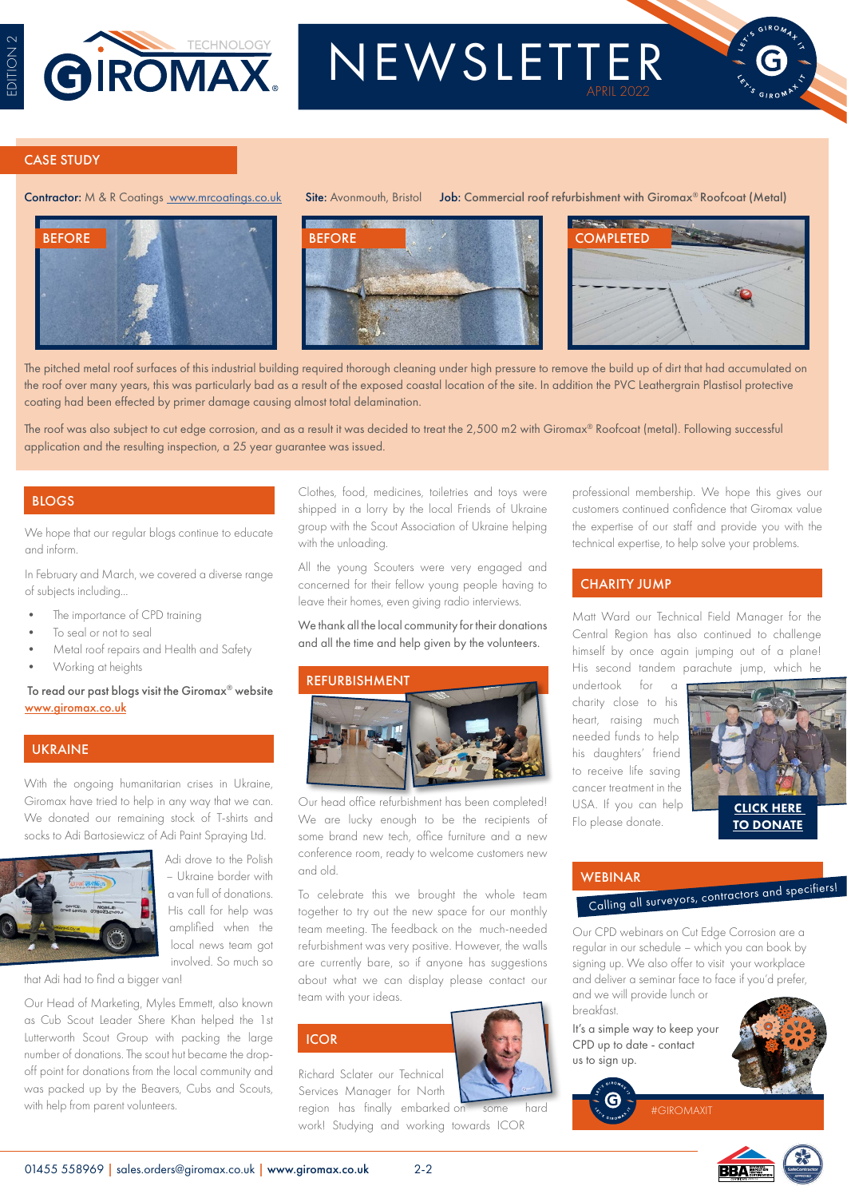# NEWSLETTER

APRIL 2022

EDITION 2

## CASE STUDY

**Contractor:** M & R Coatings www.mrcoatings.co.uk **Site:** Avonmouth, Bristol **Job:** Commercial roof refurbishment with Giromax® Roofcoat (Metal)

BEFORE BEFORE COMPLETED

The pitched metal roof surfaces of this industrial building required thorough cleaning under high pressure to remove the build up of dirt that had accumulated on the roof over many years, this was particularly bad as a result of the exposed coastal location of the site. In addition the PVC Leathergrain Plastisol protective coating had been effected by primer damage causing almost total delamination.

The roof was also subject to cut edge corrosion, and as a result it was decided to treat the 2,500 m2 with Giromax® Roofcoat (metal). Following successful application and the resulting inspection, a 25 year guarantee was issued.

## BLOGS

We hope that our regular blogs continue to educate and inform.

In February and March, we covered a diverse range of subjects including...

- The importance of CPD training
- To seal or not to seal
- Metal roof repairs and Health and Safety
- Working at heights

**To read our past blogs visit the Giromax® website www.giromax.co.uk**

## UKRAINE

With the ongoing humanitarian crises in Ukraine, Giromax have tried to help in any way that we can. We donated our remaining stock of T-shirts and socks to Adi Bartosiewicz of Adi Paint Spraying Ltd.

Adi drove to the Polish – Ukraine border with a van full of donations. His call for help was amplified when the local news team got involved. So much so that Adi had to find a bigger van!

Our Head of Marketing, Myles Emmett, also known as Cub Scout Leader Shere Khan helped the 1st Lutterworth Scout Group with packing the large number of donations. The scout hut became the drop-off point for donations from the local community and was packed up by the Beavers, Cubs and Scouts, with help from parent volunteers.

Clothes, food, medicines, toiletries and toys were shipped in a lorry by the local Friends of Ukraine group with the Scout Association of Ukraine helping with the unloading.

All the young Scouters were very engaged and concerned for their fellow young people having to leave their homes, even giving radio interviews.

We thank all the local community for their donations and all the time and help given by the volunteers.

## REFURBISHMENT

Our head office refurbishment has been completed! We are lucky enough to be the recipients of some brand new tech, office furniture and a new conference room, ready to welcome customers new and old.

To celebrate this we brought the whole team together to try out the new space for our monthly team meeting. The feedback on the much-needed refurbishment was very positive. However, the walls are currently bare, so if anyone has suggestions about what we can display please contact our team with your ideas.

## ICOR

Richard Sclater our Technical Services Manager for North region has finally embarked on some hard work! Studying and working towards ICOR professional membership. We hope this gives our customers continued confidence that Giromax value the expertise of our staff and provide you with the technical expertise, to help solve your problems.

## CHARITY JUMP

Matt Ward our Technical Field Manager for the Central Region has also continued to challenge himself by once again jumping out of a plane! His second tandem parachute jump, which he undertook for a charity close to his heart, raising much needed funds to help his daughters' friend to receive life saving cancer treatment in the USA. If you can help Flo please donate.

**CLICK HERE TO DONATE**

## WEBINAR

Calling all surveyors, contractors and specifiers!

Our CPD webinars on Cut Edge Corrosion are a regular in our schedule – which you can book by signing up. We also offer to visit your workplace and deliver a seminar face to face if you'd prefer, and we will provide lunch or breakfast.

It's a simple way to keep your CPD up to date - contact us to sign up.

#GIROMAXIT

01455 558969 | sales.orders@giromax.co.uk | www.giromax.co.uk